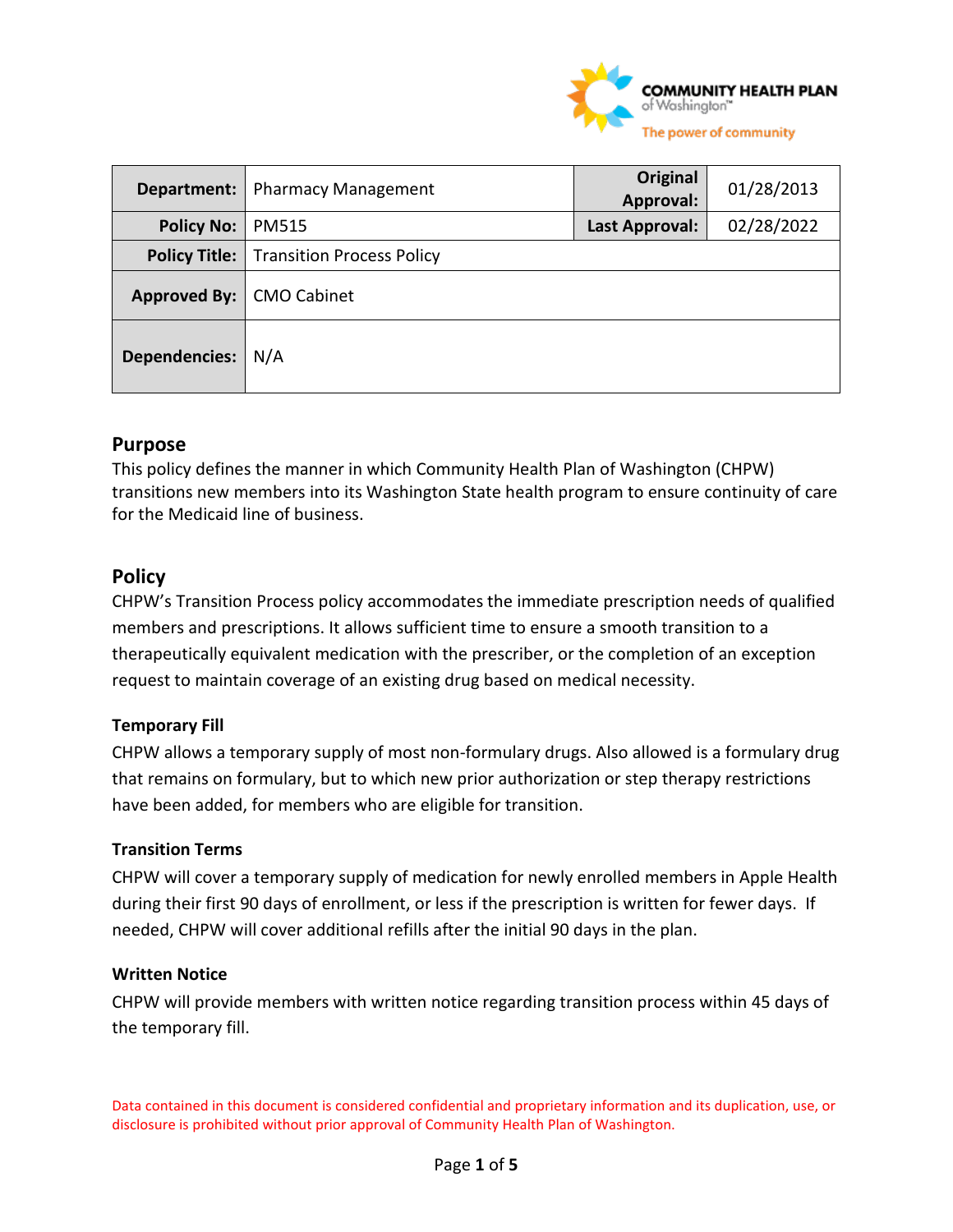| Department: | Pharmacy Management | Original Approval: | 01/28/2013 |
|---|---|---|---|
| Policy No: | PM515 | Last Approval: | 02/28/2022 |
| Policy Title: | Transition Process Policy | | |
| Approved By: | CMO Cabinet | | |
| Dependencies: | N/A | | |

## Purpose

This policy defines the manner in which Community Health Plan of Washington (CHPW) transitions new members into its Washington State health program to ensure continuity of care for the Medicaid line of business.

## Policy

CHPW's Transition Process policy accommodates the immediate prescription needs of qualified members and prescriptions. It allows sufficient time to ensure a smooth transition to a therapeutically equivalent medication with the prescriber, or the completion of an exception request to maintain coverage of an existing drug based on medical necessity.

### Temporary Fill

CHPW allows a temporary supply of most non-formulary drugs. Also allowed is a formulary drug that remains on formulary, but to which new prior authorization or step therapy restrictions have been added, for members who are eligible for transition.

### Transition Terms

CHPW will cover a temporary supply of medication for newly enrolled members in Apple Health during their first 90 days of enrollment, or less if the prescription is written for fewer days. If needed, CHPW will cover additional refills after the initial 90 days in the plan.

### Written Notice

CHPW will provide members with written notice regarding transition process within 45 days of the temporary fill.

Data contained in this document is considered confidential and proprietary information and its duplication, use, or disclosure is prohibited without prior approval of Community Health Plan of Washington.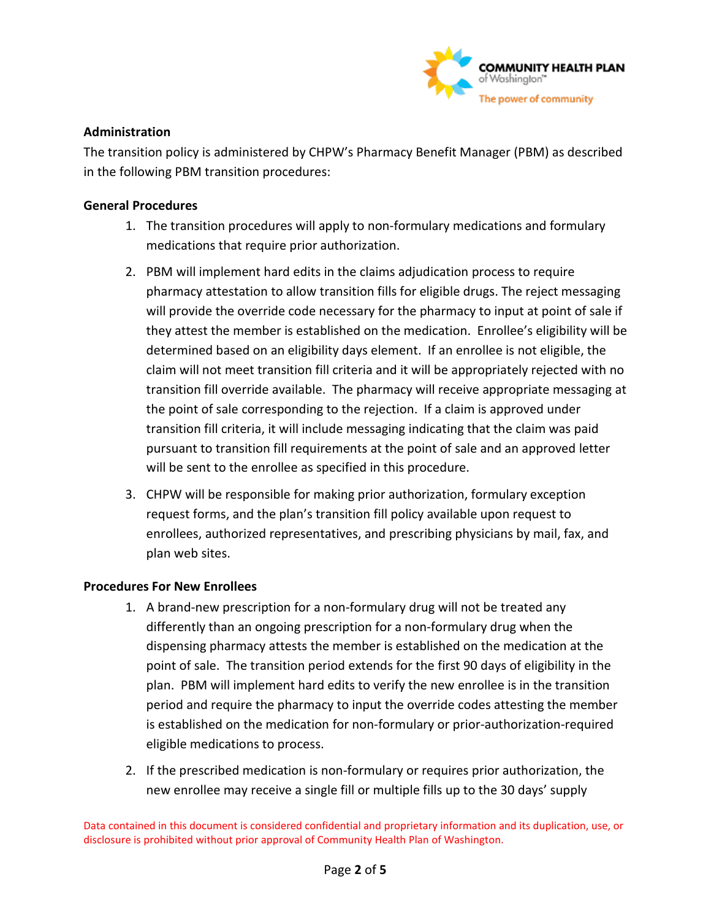**Administration**

The transition policy is administered by CHPW's Pharmacy Benefit Manager (PBM) as described in the following PBM transition procedures:

**General Procedures**

1. The transition procedures will apply to non-formulary medications and formulary medications that require prior authorization.
2. PBM will implement hard edits in the claims adjudication process to require pharmacy attestation to allow transition fills for eligible drugs. The reject messaging will provide the override code necessary for the pharmacy to input at point of sale if they attest the member is established on the medication. Enrollee's eligibility will be determined based on an eligibility days element. If an enrollee is not eligible, the claim will not meet transition fill criteria and it will be appropriately rejected with no transition fill override available. The pharmacy will receive appropriate messaging at the point of sale corresponding to the rejection. If a claim is approved under transition fill criteria, it will include messaging indicating that the claim was paid pursuant to transition fill requirements at the point of sale and an approved letter will be sent to the enrollee as specified in this procedure.
3. CHPW will be responsible for making prior authorization, formulary exception request forms, and the plan's transition fill policy available upon request to enrollees, authorized representatives, and prescribing physicians by mail, fax, and plan web sites.

**Procedures For New Enrollees**

1. A brand-new prescription for a non-formulary drug will not be treated any differently than an ongoing prescription for a non-formulary drug when the dispensing pharmacy attests the member is established on the medication at the point of sale. The transition period extends for the first 90 days of eligibility in the plan. PBM will implement hard edits to verify the new enrollee is in the transition period and require the pharmacy to input the override codes attesting the member is established on the medication for non-formulary or prior-authorization-required eligible medications to process.
2. If the prescribed medication is non-formulary or requires prior authorization, the new enrollee may receive a single fill or multiple fills up to the 30 days' supply

Data contained in this document is considered confidential and proprietary information and its duplication, use, or disclosure is prohibited without prior approval of Community Health Plan of Washington.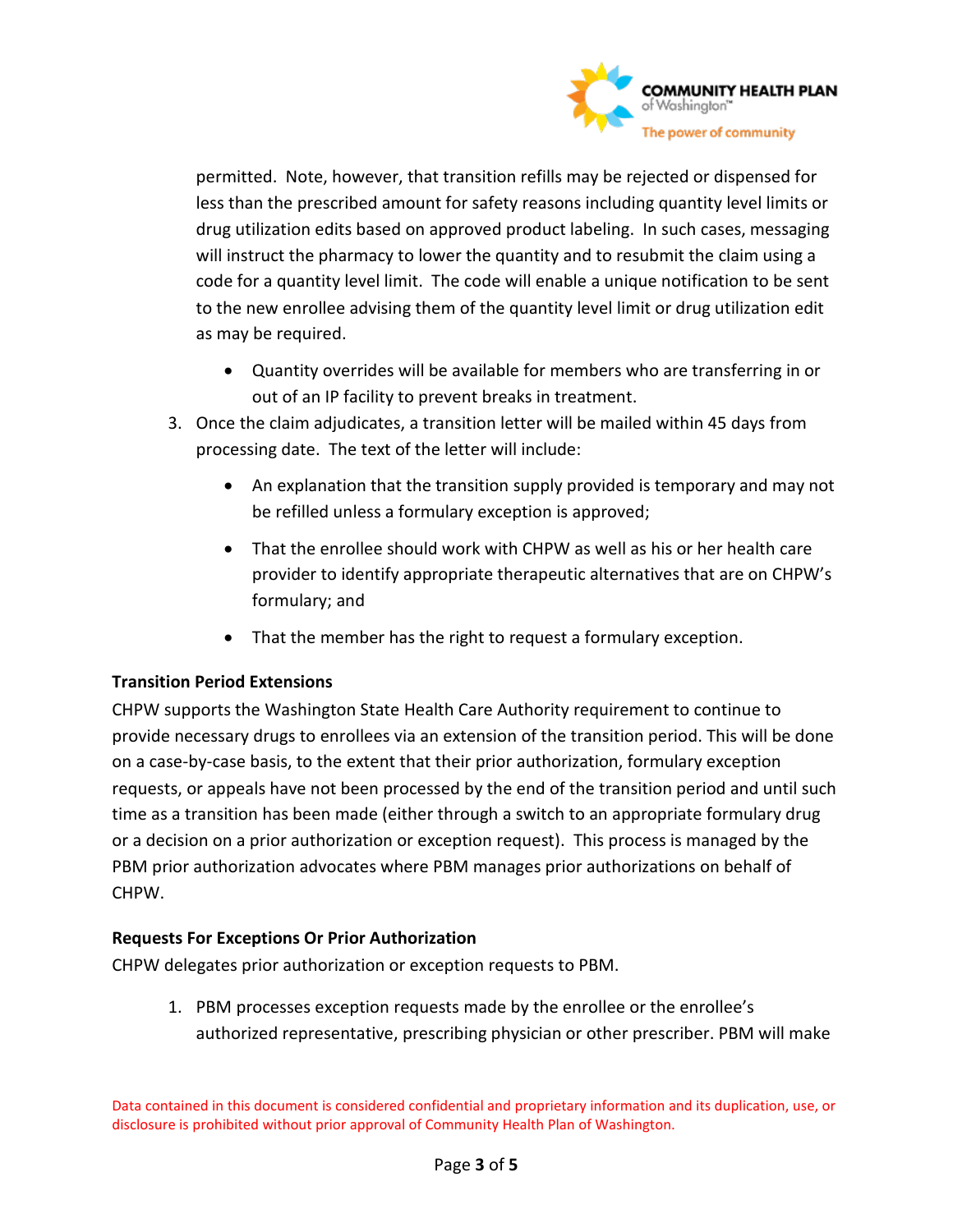permitted. Note, however, that transition refills may be rejected or dispensed for less than the prescribed amount for safety reasons including quantity level limits or drug utilization edits based on approved product labeling. In such cases, messaging will instruct the pharmacy to lower the quantity and to resubmit the claim using a code for a quantity level limit. The code will enable a unique notification to be sent to the new enrollee advising them of the quantity level limit or drug utilization edit as may be required.

- Quantity overrides will be available for members who are transferring in or out of an IP facility to prevent breaks in treatment.

3. Once the claim adjudicates, a transition letter will be mailed within 45 days from processing date. The text of the letter will include:
    - An explanation that the transition supply provided is temporary and may not be refilled unless a formulary exception is approved;
    - That the enrollee should work with CHPW as well as his or her health care provider to identify appropriate therapeutic alternatives that are on CHPW's formulary; and
    - That the member has the right to request a formulary exception.

**Transition Period Extensions**

CHPW supports the Washington State Health Care Authority requirement to continue to provide necessary drugs to enrollees via an extension of the transition period. This will be done on a case-by-case basis, to the extent that their prior authorization, formulary exception requests, or appeals have not been processed by the end of the transition period and until such time as a transition has been made (either through a switch to an appropriate formulary drug or a decision on a prior authorization or exception request). This process is managed by the PBM prior authorization advocates where PBM manages prior authorizations on behalf of CHPW.

**Requests For Exceptions Or Prior Authorization**

CHPW delegates prior authorization or exception requests to PBM.

1. PBM processes exception requests made by the enrollee or the enrollee's authorized representative, prescribing physician or other prescriber. PBM will make

Data contained in this document is considered confidential and proprietary information and its duplication, use, or disclosure is prohibited without prior approval of Community Health Plan of Washington.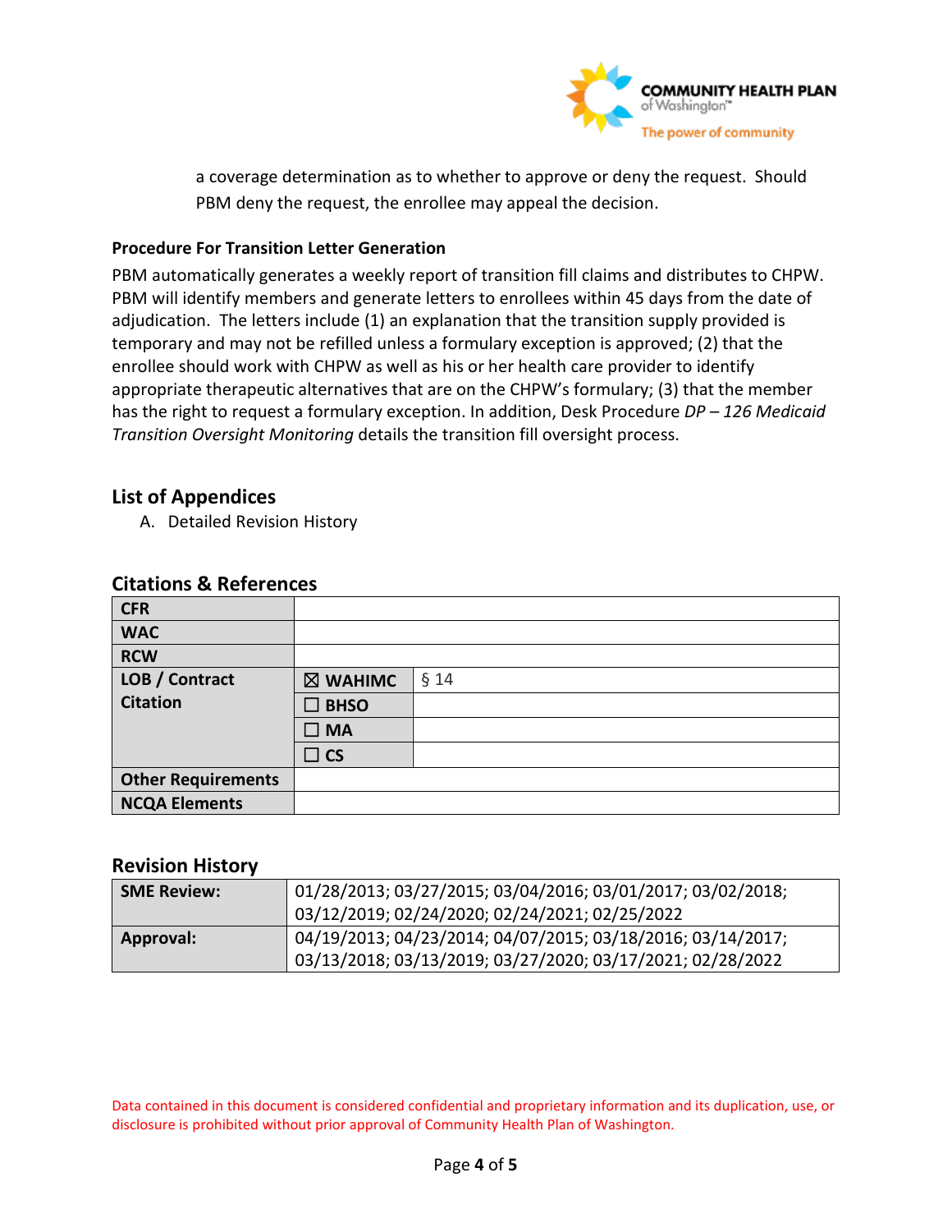a coverage determination as to whether to approve or deny the request. Should PBM deny the request, the enrollee may appeal the decision.

**Procedure For Transition Letter Generation**

PBM automatically generates a weekly report of transition fill claims and distributes to CHPW. PBM will identify members and generate letters to enrollees within 45 days from the date of adjudication. The letters include (1) an explanation that the transition supply provided is temporary and may not be refilled unless a formulary exception is approved; (2) that the enrollee should work with CHPW as well as his or her health care provider to identify appropriate therapeutic alternatives that are on the CHPW's formulary; (3) that the member has the right to request a formulary exception. In addition, Desk Procedure *DP – 126 Medicaid Transition Oversight Monitoring* details the transition fill oversight process.

## List of Appendices

A. Detailed Revision History

## Citations & References

| | | |
|---|---|---|
| **CFR** | | |
| **WAC** | | |
| **RCW** | | |
| **LOB / Contract Citation** | ☒ **WAHIMC** | § 14 |
| | ☐ **BHSO** | |
| | ☐ **MA** | |
| | ☐ **CS** | |
| **Other Requirements** | | |
| **NCQA Elements** | | |

## Revision History

| | |
|---|---|
| **SME Review:** | 01/28/2013; 03/27/2015; 03/04/2016; 03/01/2017; 03/02/2018; 03/12/2019; 02/24/2020; 02/24/2021; 02/25/2022 |
| **Approval:** | 04/19/2013; 04/23/2014; 04/07/2015; 03/18/2016; 03/14/2017; 03/13/2018; 03/13/2019; 03/27/2020; 03/17/2021; 02/28/2022 |

Data contained in this document is considered confidential and proprietary information and its duplication, use, or disclosure is prohibited without prior approval of Community Health Plan of Washington.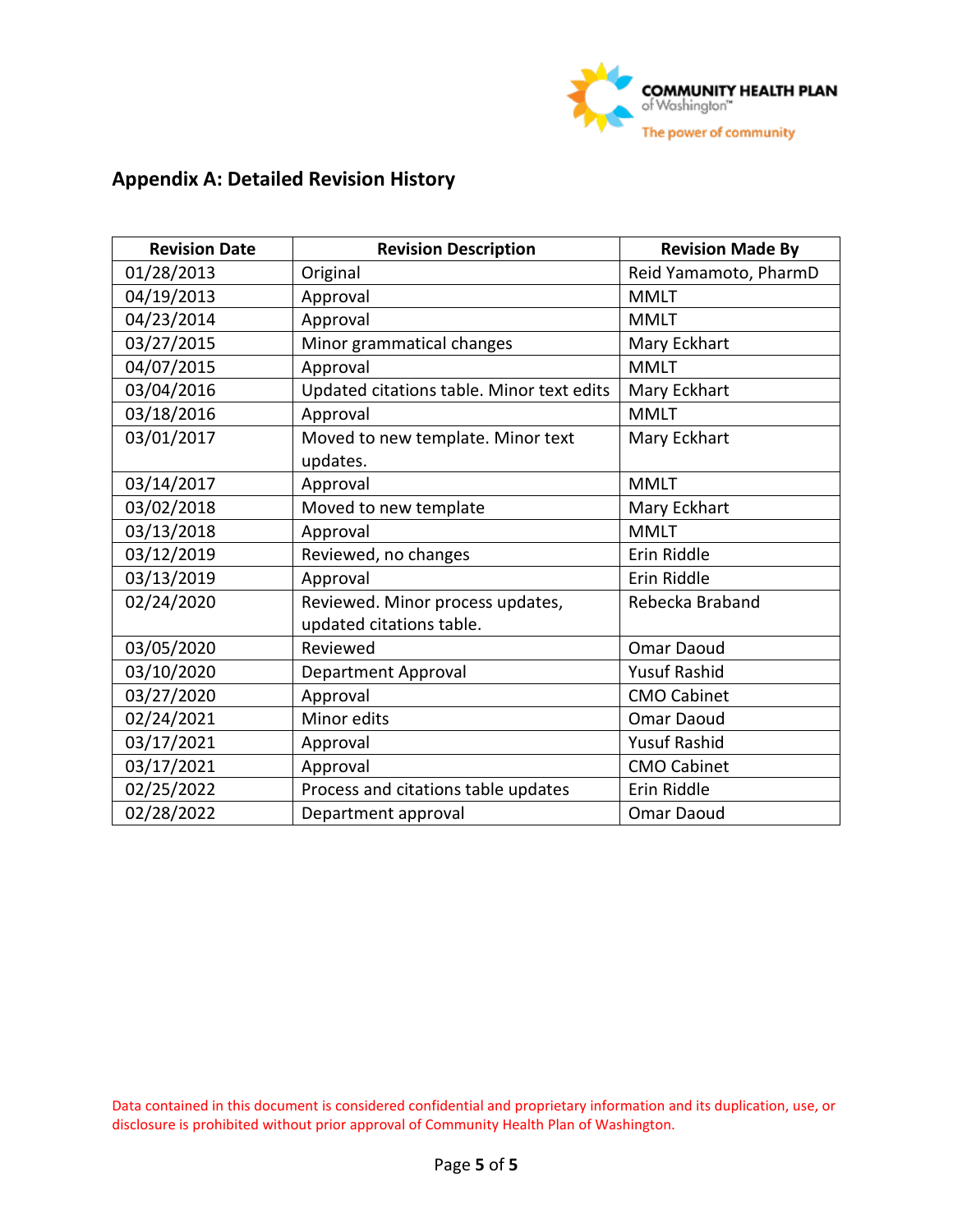## Appendix A: Detailed Revision History

| Revision Date | Revision Description | Revision Made By |
|---|---|---|
| 01/28/2013 | Original | Reid Yamamoto, PharmD |
| 04/19/2013 | Approval | MMLT |
| 04/23/2014 | Approval | MMLT |
| 03/27/2015 | Minor grammatical changes | Mary Eckhart |
| 04/07/2015 | Approval | MMLT |
| 03/04/2016 | Updated citations table. Minor text edits | Mary Eckhart |
| 03/18/2016 | Approval | MMLT |
| 03/01/2017 | Moved to new template. Minor text updates. | Mary Eckhart |
| 03/14/2017 | Approval | MMLT |
| 03/02/2018 | Moved to new template | Mary Eckhart |
| 03/13/2018 | Approval | MMLT |
| 03/12/2019 | Reviewed, no changes | Erin Riddle |
| 03/13/2019 | Approval | Erin Riddle |
| 02/24/2020 | Reviewed. Minor process updates, updated citations table. | Rebecka Braband |
| 03/05/2020 | Reviewed | Omar Daoud |
| 03/10/2020 | Department Approval | Yusuf Rashid |
| 03/27/2020 | Approval | CMO Cabinet |
| 02/24/2021 | Minor edits | Omar Daoud |
| 03/17/2021 | Approval | Yusuf Rashid |
| 03/17/2021 | Approval | CMO Cabinet |
| 02/25/2022 | Process and citations table updates | Erin Riddle |
| 02/28/2022 | Department approval | Omar Daoud |

Data contained in this document is considered confidential and proprietary information and its duplication, use, or disclosure is prohibited without prior approval of Community Health Plan of Washington.